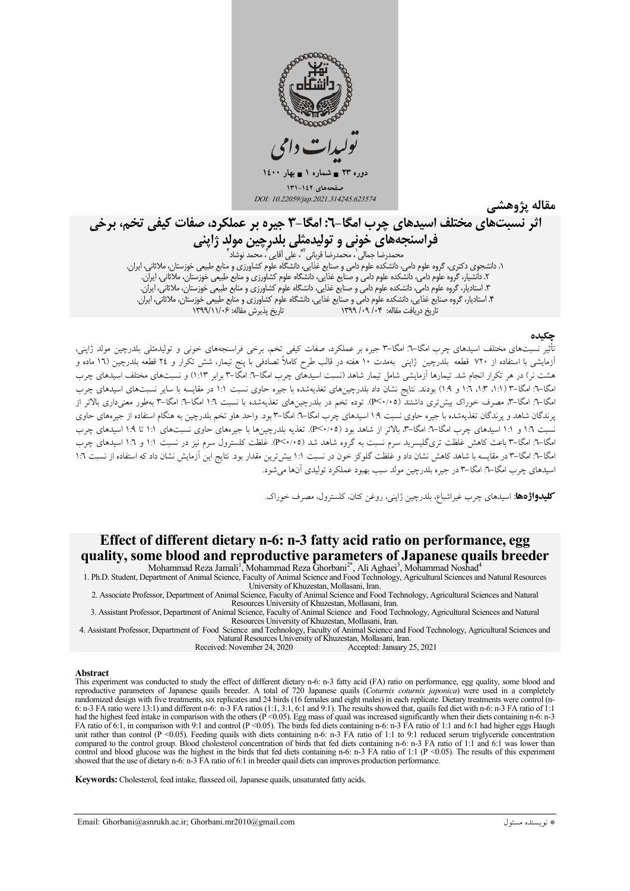مقاله پژوهشی

# اثر نسبت‌های مختلف اسیدهای چرب امگا-۶: امگا-۳ جیره بر عملکرد، صفات کیفی تخم، برخی فراسنجه‌های خونی و تولیدمثلی بلدرچین مولد ژاپنی

محمدرضا جمالی[۱]، محمدرضا قربانی[۲*]، علی آقایی[۳]، محمد نوشاد[۴]

۱. دانشجوی دکتری، گروه علوم دامی، دانشکده علوم دامی و صنایع غذایی، دانشگاه علوم کشاورزی و منابع طبیعی خوزستان، ملاثانی، ایران.
۲. دانشیار، گروه علوم دامی، دانشکده علوم دامی و صنایع غذایی، دانشگاه علوم کشاورزی و منابع طبیعی خوزستان، ملاثانی، ایران.
۳. استادیار، گروه علوم دامی، دانشکده علوم دامی و صنایع غذایی، دانشگاه علوم کشاورزی و منابع طبیعی خوزستان، ملاثانی، ایران.
۴. استادیار، گروه صنایع غذایی، دانشکده علوم دامی و صنایع غذایی، دانشگاه علوم کشاورزی و منابع طبیعی خوزستان، ملاثانی، ایران.

تاریخ دریافت مقاله: ۱۳۹۹/۰۹/۰۴ تاریخ پذیرش مقاله: ۱۳۹۹/۱۱/۰۶

## چکیده

تأثیر نسبت‌های مختلف اسیدهای چرب امگا-۶: امگا-۳ جیره بر عملکرد، صفات کیفی تخم، برخی فراسنجه‌های خونی و تولیدمثلی بلدرچین مولد ژاپنی، آزمایشی با استفاده از ۷۲۰ قطعه بلدرچین ژاپنی به‌مدت ۱۰ هفته در قالب طرح کاملاً تصادفی با پنج تیمار، شش تکرار و ۲۴ قطعه بلدرچین (۱۶ ماده و هشت نر) در هر تکرار انجام شد. تیمارها آزمایشی شامل تیمار شاهد (نسبت اسیدهای چرب امگا-۶: امگا-۳ برابر ۱:۱۳) و نسبت‌های مختلف اسیدهای چرب امگا-۶: امگا-۳ (۱:۱، ۱:۳، ۱:۶ و ۱:۹) بودند. نتایج نشان داد بلدرچین‌های تغذیه‌شده با جیره حاوی نسبت ۱:۱ در مقایسه با سایر نسبت‌های اسیدهای چرب امگا-۶: امگا-۳، مصرف خوراک بیش‌تری داشتند (P<۰/۰۵). توده تخم در بلدرچین‌های تغذیه‌شده با نسبت ۱:۶ امگا-۶: امگا-۳ به‌طور معنی‌داری بالاتر از پرندگان شاهد و پرندگان تغذیه‌شده با جیره حاوی نسبت ۱:۹ اسیدهای چرب امگا-۶: امگا-۳ بود. واحد هاو تخم بلدرچین به هنگام استفاده از جیره‌های حاوی نسبت ۱:۶ و ۱:۱ اسیدهای چرب امگا-۶: امگا-۳، بالاتر از شاهد بود (P<۰/۰۵). تغذیه بلدرچین‌ها با جیره‌های حاوی نسبت‌های ۱:۱ تا ۱:۹ اسیدهای چرب امگا-۶: امگا-۳ باعث کاهش غلظت تری‌گلیسرید سرم نسبت به گروه شاهد شد (P<۰/۰۵). غلظت کلسترول سرم نیز در نسبت ۱:۱ و ۱:۶ اسیدهای چرب امگا-۶: امگا-۳ در مقایسه با شاهد کاهش نشان داد و غلظت گلوکز خون در نسبت ۱:۱ بیش‌ترین مقدار بود. نتایج این آزمایش نشان داد که استفاده از نسبت ۱:۶ اسیدهای چرب امگا-۶: امگا-۳ در جیره بلدرچین مولد سبب بهبود عملکرد تولیدی آن‌ها می‌شود.

**کلیدواژه‌ها**: اسیدهای چرب غیراشباع، بلدرچین ژاپنی، روغن کتان، کلسترول، مصرف خوراک.

# Effect of different dietary n-6: n-3 fatty acid ratio on performance, egg quality, some blood and reproductive parameters of Japanese quails breeder

Mohammad Reza Jamali[1], Mohammad Reza Ghorbani[2*], Ali Aghaei[3], Mohammad Noshad[4]

1. Ph.D. Student, Department of Animal Science, Faculty of Animal Science and Food Technology, Agricultural Sciences and Natural Resources University of Khuzestan, Mollasani, Iran.
2. Associate Professor, Department of Animal Science, Faculty of Animal Science and Food Technology, Agricultural Sciences and Natural Resources University of Khuzestan, Mollasani, Iran.
3. Assistant Professor, Department of Animal Science, Faculty of Animal Science and Food Technology, Agricultural Sciences and Natural Resources University of Khuzestan, Mollasani, Iran.
4. Assistant Professor, Department of Food Science and Technology, Faculty of Animal Science and Food Technology, Agricultural Sciences and Natural Resources University of Khuzestan, Mollasani, Iran.

Received: November 24, 2020 Accepted: January 25, 2021

## Abstract

This experiment was conducted to study the effect of different dietary n-6: n-3 fatty acid (FA) ratio on performance, egg quality, some blood and reproductive parameters of Japanese quails breeder. A total of 720 Japanese quails (*Coturnix coturnix japonica*) were used in a completely randomized design with five treatments, six replicates and 24 birds (16 females and eight males) in each replicate. Dietary treatments were control (n-6: n-3 FA ratio were 13:1) and different n-6: n-3 FA ratios (1:1, 3:1, 6:1 and 9:1). The results showed that, quails fed diet with n-6: n-3 FA ratio of 1:1 had the highest feed intake in comparison with the others ($P < 0.05$). Egg mass of quail was increased significantly when their diets containing n-6: n-3 FA ratio of 6:1, in comparison with 9:1 and control ($P < 0.05$). The birds fed diets containing n-6: n-3 FA ratio of 1:1 and 6:1 had higher eggs Haugh unit rather than control ($P < 0.05$). Feeding quails with diets containing n-6: n-3 FA ratio of 1:1 to 9:1 reduced serum triglyceride concentration compared to the control group. Blood cholesterol concentration of birds that fed diets containing n-6: n-3 FA ratio of 1:1 and 6:1 was lower than control and blood glucose was the highest in the birds that fed diets containing n-6: n-3 FA ratio of 1:1 ($P < 0.05$). The results of this experiment showed that the use of dietary n-6: n-3 FA ratio of 6:1 in breeder quail diets can improves production performance.

**Keywords:** Cholesterol, feed intake, flaxseed oil, Japanese quails, unsaturated fatty acids.

---

* نویسنده مسئول

Email: Ghorbani@asnrukh.ac.ir; Ghorbani.mr2010@gmail.com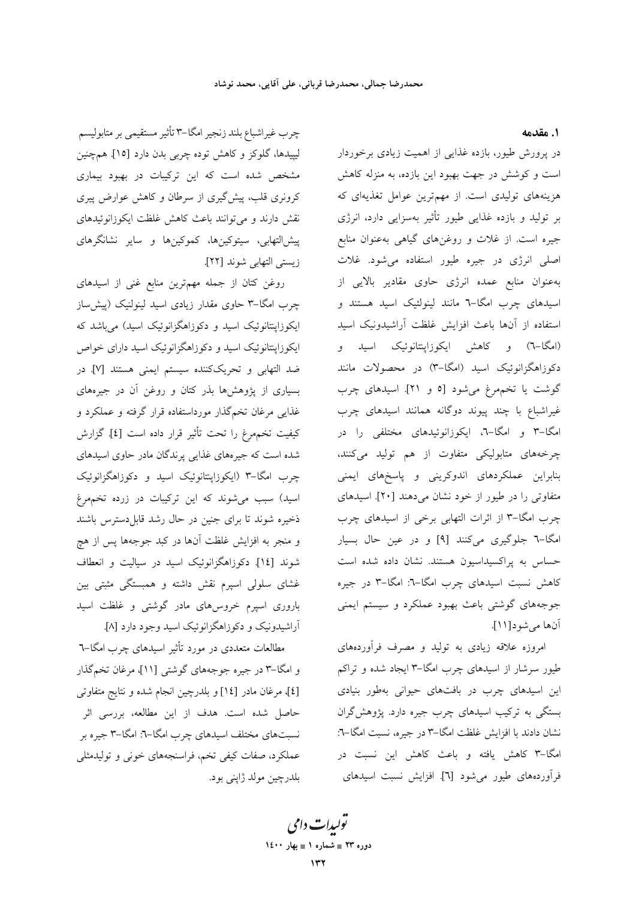## ۱. مقدمه

در پرورش طیور، بازده غذایی از اهمیت زیادی برخوردار است و کوشش در جهت بهبود این بازده، به منزله کاهش هزینه‌های تولیدی است. از مهم‌ترین عوامل تغذیه‌ای که بر تولید و بازده غذایی طیور تأثیر به‌سزایی دارد، انرژی جیره است. از غلات و روغن‌های گیاهی به‌عنوان منابع اصلی انرژی در جیره طیور استفاده می‌شود. غلات به‌عنوان منابع عمده انرژی حاوی مقادیر بالایی از اسیدهای چرب امگا-٦ مانند لینولئیک اسید هستند و استفاده از آن‌ها باعث افزایش غلظت آراشیدونیک اسید (امگا-٦) و کاهش ایکوزاپنتانوئیک اسید و دکوزاهگزانوئیک اسید (امگا-۳) در محصولات مانند گوشت یا تخم‌مرغ می‌شود [٥ و ۲۱]. اسیدهای چرب غیراشباع با چند پیوند دوگانه همانند اسیدهای چرب امگا-۳ و امگا-٦، ایکوزانوئیدهای مختلفی را در چرخه‌های متابولیکی متفاوت از هم تولید می‌کنند، بنابراین عملکردهای اندوکرینی و پاسخ‌های ایمنی متفاوتی را در طیور از خود نشان می‌دهند [۲۰]. اسیدهای چرب امگا-۳ از اثرات التهابی برخی از اسیدهای چرب امگا-٦ جلوگیری می‌کنند [۹] و در عین حال بسیار حساس به پراکسیداسیون هستند. نشان داده شده است کاهش نسبت اسیدهای چرب امگا-٦: امگا-۳ در جیره جوجه‌های گوشتی باعث بهبود عملکرد و سیستم ایمنی آن‌ها می‌شود[۱۱].

امروزه علاقه زیادی به تولید و مصرف فرآورده‌های طیور سرشار از اسیدهای چرب امگا-۳ ایجاد شده و تراکم این اسیدهای چرب در بافت‌های حیوانی به‌طور بنیادی بستگی به ترکیب اسیدهای چرب جیره دارد. پژوهش‌گران نشان دادند با افزایش غلظت امگا-۳ در جیره، نسبت امگا-٦: امگا-۳ کاهش یافته و باعث کاهش این نسبت در فرآورده‌های طیور می‌شود [٦]. افزایش نسبت اسیدهای چرب غیراشباع بلند زنجیر امگا-۳ تأثیر مستقیمی بر متابولیسم لیپیدها، گلوکز و کاهش توده چربی بدن دارد [۱٥]. هم‌چنین مشخص شده است که این ترکیبات در بهبود بیماری کرونری قلب، پیش‌گیری از سرطان و کاهش عوارض پیری نقش دارند و می‌توانند باعث کاهش غلظت ایکوزانوئیدهای پیش‌التهابی، سیتوکین‌ها، کموکین‌ها و سایر نشانگرهای زیستی التهابی شوند [۲۲].

روغن کتان از جمله مهم‌ترین منابع غنی از اسیدهای چرب امگا-۳ حاوی مقدار زیادی اسید لینولنیک (پیش‌ساز ایکوزاپنتانوئیک اسید و دکوزاهگزانوئیک اسید) می‌باشد که ایکوزاپنتانوئیک اسید و دکوزاهگزانوئیک اسید دارای خواص ضد التهابی و تحریک‌کننده سیستم ایمنی هستند [۷]. در بسیاری از پژوهش‌ها بذر کتان و روغن آن در جیره‌های غذایی مرغان تخم‌گذار مورداستفاده قرار گرفته و عملکرد و کیفیت تخم‌مرغ را تحت تأثیر قرار داده است [٤]. گزارش شده است که جیره‌های غذایی پرندگان مادر حاوی اسیدهای چرب امگا-۳ (ایکوزاپنتانوئیک اسید و دکوزاهگزانوئیک اسید) سبب می‌شوند که این ترکیبات در زرده تخم‌مرغ ذخیره شوند تا برای جنین در حال رشد قابل‌دسترس باشند و منجر به افزایش غلظت آن‌ها در کبد جوجه‌ها پس از هچ شوند [۱٤]. دکوزاهگزانوئیک اسید در سیالیت و انعطاف غشای سلولی اسپرم نقش داشته و همبستگی مثبتی بین باروری اسپرم خروس‌های مادر گوشتی و غلظت اسید آراشیدونیک و دکوزاهگزانوئیک اسید وجود دارد [۸].

مطالعات متعددی در مورد تأثیر اسیدهای چرب امگا-٦ و امگا-۳ در جیره جوجه‌های گوشتی [۱۱]، مرغان تخم‌گذار [٤]، مرغان مادر [۱٤] و بلدرچین انجام شده و نتایج متفاوتی حاصل شده است. هدف از این مطالعه، بررسی اثر نسبت‌های مختلف اسیدهای چرب امگا-٦: امگا-۳ جیره بر عملکرد، صفات کیفی تخم، فراسنجه‌های خونی و تولیدمثلی بلدرچین مولد ژاپنی بود.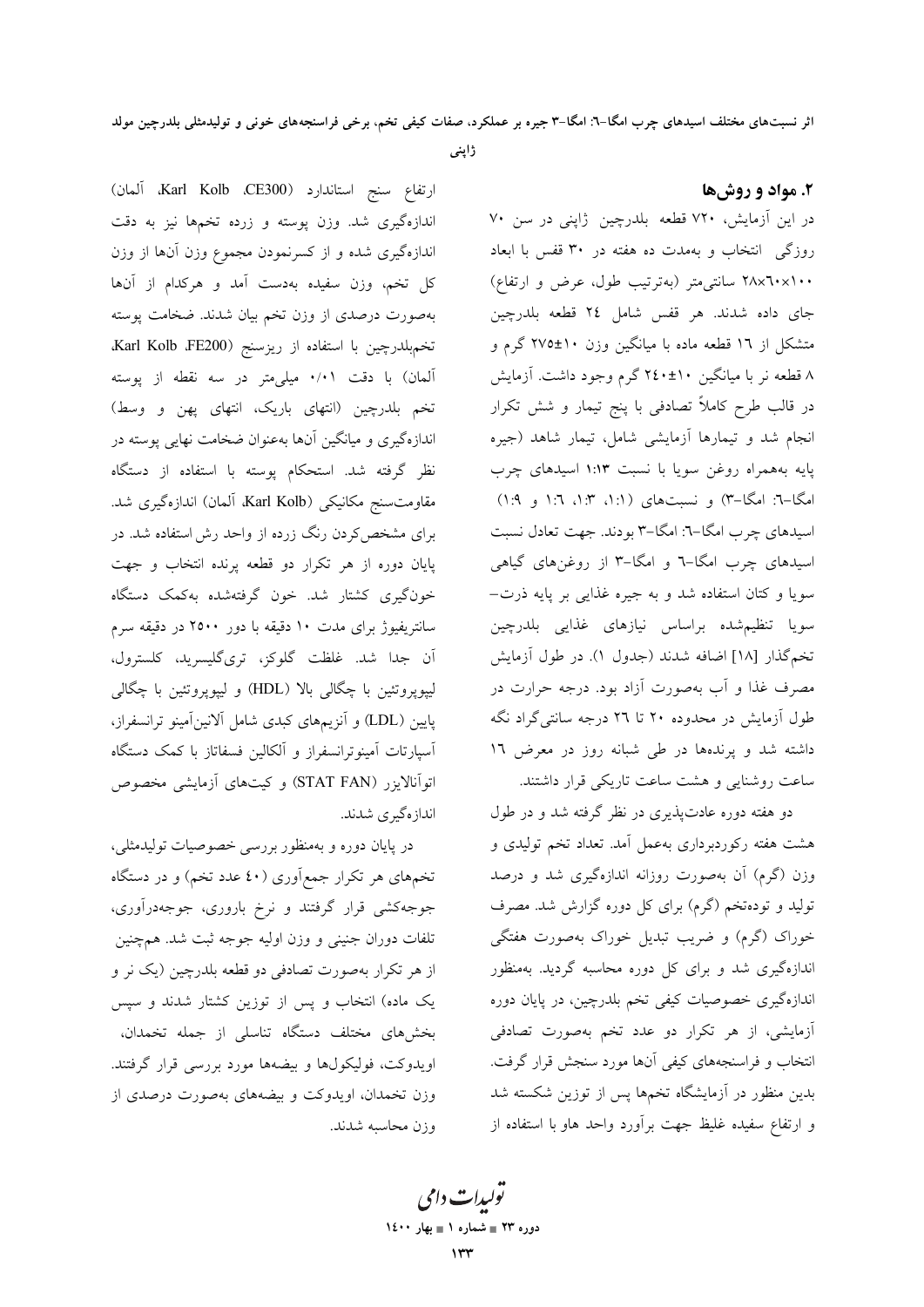## ۲. مواد و روش‌ها

در این آزمایش، ۷۲۰ قطعه بلدرچین ژاپنی در سن ۷۰ روزگی انتخاب و به‌مدت ده هفته در ۳۰ قفس با ابعاد ۱۰۰×۶۰×۲۸ سانتی‌متر (به‌ترتیب طول، عرض و ارتفاع) جای داده شدند. هر قفس شامل ۲۴ قطعه بلدرچین متشکل از ۱۶ قطعه ماده با میانگین وزن ۱۰±۲۷۵ گرم و ۸ قطعه نر با میانگین ۱۰±۲۴۰ گرم وجود داشت. آزمایش در قالب طرح کاملاً تصادفی با پنج تیمار و شش تکرار انجام شد و تیمارها آزمایشی شامل، تیمار شاهد (جیره پایه به‌همراه روغن سویا با نسبت ۱:۱۳ اسیدهای چرب امگا-۶: امگا-۳) و نسبت‌های (۱:۱، ۱:۳، ۱:۶ و ۱:۹) اسیدهای چرب امگا-۶: امگا-۳ بودند. جهت تعادل نسبت اسیدهای چرب امگا-۶ و امگا-۳ از روغن‌های گیاهی سویا و کتان استفاده شد و به جیره غذایی بر پایه ذرت-سویا تنظیم‌شده براساس نیازهای غذایی بلدرچین تخم‌گذار [۱۸] اضافه شدند (جدول ۱). در طول آزمایش مصرف غذا و آب به‌صورت آزاد بود. درجه حرارت در طول آزمایش در محدوده ۲۰ تا ۲۶ درجه سانتی‌گراد نگه داشته شد و پرنده‌ها در طی شبانه روز در معرض ۱۶ ساعت روشنایی و هشت ساعت تاریکی قرار داشتند.

دو هفته دوره عادت‌پذیری در نظر گرفته شد و در طول هشت هفته رکوردبرداری به‌عمل آمد. تعداد تخم تولیدی و وزن (گرم) آن به‌صورت روزانه اندازه‌گیری شد و درصد تولید و توده‌تخم (گرم) برای کل دوره گزارش شد. مصرف خوراک (گرم) و ضریب تبدیل خوراک به‌صورت هفتگی اندازه‌گیری شد و برای کل دوره محاسبه گردید. به‌منظور اندازه‌گیری خصوصیات کیفی تخم بلدرچین، در پایان دوره آزمایشی، از هر تکرار دو عدد تخم به‌صورت تصادفی انتخاب و فراسنجه‌های کیفی آن‌ها مورد سنجش قرار گرفت. بدین منظور در آزمایشگاه تخم‌ها پس از توزین شکسته شد و ارتفاع سفیده غلیظ جهت برآورد واحد هاو با استفاده از ارتفاع سنج استاندارد (Karl Kolb ،CE300، آلمان) اندازه‌گیری شد. وزن پوسته و زرده تخم‌ها نیز به دقت اندازه‌گیری شده و از کسرنمودن مجموع وزن آن‌ها از وزن کل تخم، وزن سفیده به‌دست آمد و هرکدام از آن‌ها به‌صورت درصدی از وزن تخم بیان شدند. ضخامت پوسته تخم‌بلدرچین با استفاده از ریزسنج (Karl Kolb ،FE200، آلمان) با دقت ۰/۰۱ میلی‌متر در سه نقطه از پوسته تخم بلدرچین (انتهای باریک، انتهای پهن و وسط) اندازه‌گیری و میانگین آن‌ها به‌عنوان ضخامت نهایی پوسته در نظر گرفته شد. استحکام پوسته با استفاده از دستگاه مقاومت‌سنج مکانیکی (Karl Kolb، آلمان) اندازه‌گیری شد. برای مشخص‌کردن رنگ زرده از واحد رش استفاده شد. در پایان دوره از هر تکرار دو قطعه پرنده انتخاب و جهت خون‌گیری کشتار شد. خون گرفته‌شده به‌کمک دستگاه سانتریفیوژ برای مدت ۱۰ دقیقه با دور ۲۵۰۰ در دقیقه سرم آن جدا شد. غلظت گلوکز، تری‌گلیسرید، کلسترول، لیپوپروتئین با چگالی بالا (HDL) و لیپوپروتئین با چگالی پایین (LDL) و آنزیم‌های کبدی شامل آلانین‌آمینو ترانسفراز، آسپارتات آمینوترانسفراز و آلکالین فسفاتاز با کمک دستگاه اتوآنالایزر (STAT FAN) و کیت‌های آزمایشی مخصوص اندازه‌گیری شدند.

در پایان دوره و به‌منظور بررسی خصوصیات تولیدمثلی، تخم‌های هر تکرار جمع‌آوری (۴۰ عدد تخم) و در دستگاه جوجه‌کشی قرار گرفتند و نرخ باروری، جوجه‌درآوری، تلفات دوران جنینی و وزن اولیه جوجه ثبت شد. همچنین از هر تکرار به‌صورت تصادفی دو قطعه بلدرچین (یک نر و یک ماده) انتخاب و پس از توزین کشتار شدند و سپس بخش‌های مختلف دستگاه تناسلی از جمله تخمدان، اویدوکت، فولیکول‌ها و بیضه‌ها مورد بررسی قرار گرفتند. وزن تخمدان، اویدوکت و بیضه‌های به‌صورت درصدی از وزن محاسبه شدند.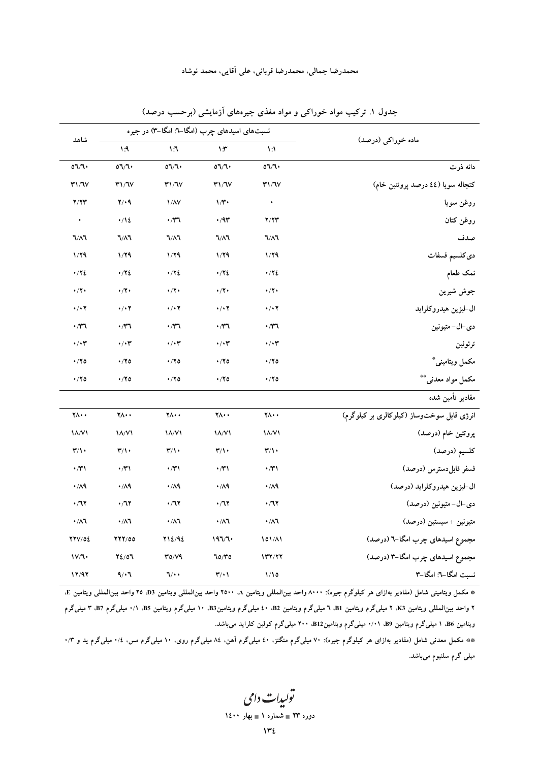جدول ۱. ترکیب مواد خوراکی و مواد مغذی جیره‌های آزمایشی (برحسب درصد)

| ماده خوراکی (درصد) | نسبت‌های اسیدهای چرب (امگا-٦: امگا-٣) در جیره | | | | شاهد |
|---|---|---|---|---|---|
| | ۱:۱ | ۱:۳ | ۱:٦ | ۱:۹ | |
| دانه ذرت | ٥٦/٦٠ | ٥٦/٦٠ | ٥٦/٦٠ | ٥٦/٦٠ | ٥٦/٦٠ |
| کنجاله سویا (٤٤ درصد پروتئین خام) | ۳۱/٦۷ | ۳۱/٦۷ | ۳۱/٦۷ | ۳۱/٦۷ | ۳۱/٦۷ |
| روغن سویا | ۰ | ۱/۳۰ | ۱/۸۷ | ۲/۰۹ | ۲/۲۳ |
| روغن کتان | ۲/۲۳ | ۰/۹۳ | ۰/۳٦ | ۰/۱٤ | ۰ |
| صدف | ٦/۸٦ | ٦/۸٦ | ٦/۸٦ | ٦/۸٦ | ٦/۸٦ |
| دی‌کلسیم فسفات | ۱/۲۹ | ۱/۲۹ | ۱/۲۹ | ۱/۲۹ | ۱/۲۹ |
| نمک طعام | ۰/۲٤ | ۰/۲٤ | ۰/۲٤ | ۰/۲٤ | ۰/۲٤ |
| جوش شیرین | ۰/۲۰ | ۰/۲۰ | ۰/۲۰ | ۰/۲۰ | ۰/۲۰ |
| ال-لیزین هیدروکلراید | ۰/۰۲ | ۰/۰۲ | ۰/۰۲ | ۰/۰۲ | ۰/۰۲ |
| دی-ال- متیونین | ۰/۳٦ | ۰/۳٦ | ۰/۳٦ | ۰/۳٦ | ۰/۳٦ |
| ترئونین | ۰/۰۳ | ۰/۰۳ | ۰/۰۳ | ۰/۰۳ | ۰/۰۳ |
| مکمل ویتامینی* | ۰/۲٥ | ۰/۲٥ | ۰/۲٥ | ۰/۲٥ | ۰/۲٥ |
| مکمل مواد معدنی** | ۰/۲٥ | ۰/۲٥ | ۰/۲٥ | ۰/۲٥ | ۰/۲٥ |
| **مقادیر تأمین شده** | | | | | |
| انرژی قابل سوخت‌وساز (کیلوکالری بر کیلوگرم) | ۲۸۰۰ | ۲۸۰۰ | ۲۸۰۰ | ۲۸۰۰ | ۲۸۰۰ |
| پروتئین خام (درصد) | ۱۸/۷۱ | ۱۸/۷۱ | ۱۸/۷۱ | ۱۸/۷۱ | ۱۸/۷۱ |
| کلسیم (درصد) | ۳/۱۰ | ۳/۱۰ | ۳/۱۰ | ۳/۱۰ | ۳/۱۰ |
| فسفر قابل‌دسترس (درصد) | ۰/۳۱ | ۰/۳۱ | ۰/۳۱ | ۰/۳۱ | ۰/۳۱ |
| ال-لیزین هیدروکلراید (درصد) | ۰/۸۹ | ۰/۸۹ | ۰/۸۹ | ۰/۸۹ | ۰/۸۹ |
| دی-ال- متیونین (درصد) | ۰/٦۲ | ۰/٦۲ | ۰/٦۲ | ۰/٦۲ | ۰/٦۲ |
| متیونین + سیستین (درصد) | ۰/۸٦ | ۰/۸٦ | ۰/۸٦ | ۰/۸٦ | ۰/۸٦ |
| مجموع اسیدهای چرب امگا-٦ (درصد) | ۱٥۱/۸۱ | ۱۹٦/٦۰ | ۲۱٤/۹٤ | ۲۲۲/٥٥ | ۲۲۷/٥٤ |
| مجموع اسیدهای چرب امگا-٣ (درصد) | ۱۳۲/۲۲ | ٦٥/۳٥ | ۳٥/۷۹ | ۲٤/٥٦ | ۱۷/٦۰ |
| نسبت امگا-٦: امگا-٣ | ۱/۱٥ | ۳/۰۱ | ٦/۰۰ | ۹/۰٦ | ۱۲/۹۲ |

* مکمل ویتامینی شامل (مقادیر بهازای هر کیلوگرم جیره): ۸۰۰۰ واحد بین‌المللی ویتامین A، ۲٥۰۰ واحد بین‌المللی ویتامین D3، ۲٥ واحد بین‌المللی ویتامین E، ۲ واحد بین‌المللی ویتامین K3، ۲ میلی‌گرم ویتامین B1، ٦ میلی‌گرم ویتامین B2، ٤۰ میلی‌گرم ویتامینB3، ۱۰ میلی‌گرم ویتامین B5، ۰/۱ میلی‌گرم B7، ۳ میلی‌گرم ویتامین B6، ۱ میلی‌گرم ویتامین B9، ۰/۰۱ میلی‌گرم ویتامینB12، ۲۰۰ میلی‌گرم کولین کلراید می‌باشد.

** مکمل معدنی شامل (مقادیر بهازای هر کیلوگرم جیره): ۷۰ میلی‌گرم منگنز، ٤۰ میلی‌گرم آهن، ۸٤ میلی‌گرم روی، ۱۰ میلی‌گرم مس، ۰/٤ میلی‌گرم ید و ۰/۳ میلی گرم سلنیوم می‌باشد.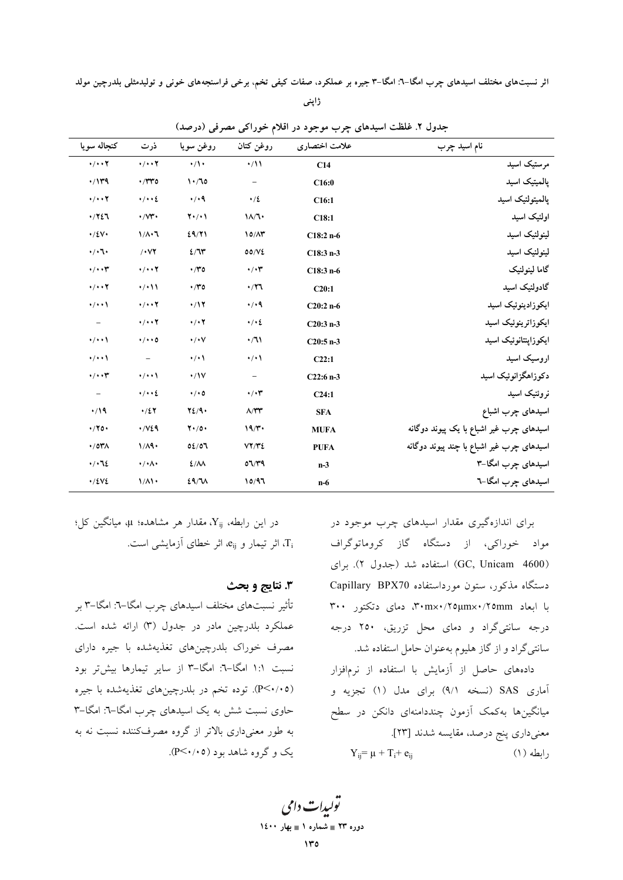جدول ۲. غلظت اسیدهای چرب موجود در اقلام خوراکی مصرفی (درصد)

| نام اسید چرب | علامت اختصاری | روغن کتان | روغن سویا | ذرت | کنجاله سویا |
|---|---|---|---|---|---|
| مرستیک اسید | C14 | ۰/۱۱ | ۰/۱۰ | ۰/۰۰۲ | ۰/۰۰۲ |
| پالمیتیک اسید | C16:0 | – | ۱۰/٦٥ | ۰/۳۳٥ | ۰/۱۳۹ |
| پالمیتولئیک اسید | C16:1 | ۰/٤ | ۰/۰۹ | ۰/۰۰٤ | ۰/۰۰۲ |
| اولئیک اسید | C18:1 | ۱۸/٦۰ | ۲۰/۰۱ | ۰/۷۳۰ | ۰/۲٤٦ |
| لینولئیک اسید | C18:2 n-6 | ۱٥/۸۳ | ٤۹/۲۱ | ۱/۸۰٦ | ۰/٤۷۰ |
| لینولنیک اسید | C18:3 n-3 | ٥٥/۷٤ | ٤/٦۳ | ۰/۰۷۲ | ۰/۰٦۰ |
| گاما لینولنیک | C18:3 n-6 | ۰/۰۳ | ۰/۳٥ | ۰/۰۰۲ | ۰/۰۰۳ |
| گادولئیک اسید | C20:1 | ۰/۲٦ | ۰/۳٥ | ۰/۰۱۱ | ۰/۰۰۲ |
| ایکوزادینوئیک اسید | C20:2 n-6 | ۰/۰۹ | ۰/۱۲ | ۰/۰۰۲ | ۰/۰۰۱ |
| ایکوزاترینوئیک اسید | C20:3 n-3 | ۰/۰٤ | ۰/۰۲ | ۰/۰۰۲ | – |
| ایکوزاپنتانوئیک اسید | C20:5 n-3 | ۰/٦۱ | ۰/۰۷ | ۰/۰۰٥ | ۰/۰۰۱ |
| اروسیک اسید | C22:1 | ۰/۰۱ | ۰/۰۱ | – | ۰/۰۰۱ |
| دکوزاهگزانوئیک اسید | C22:6 n-3 | – | ۰/۱۷ | ۰/۰۰۱ | ۰/۰۰۳ |
| نروئنیک اسید | C24:1 | ۰/۰۳ | ۰/۰٥ | ۰/۰۰٤ | – |
| اسیدهای چرب اشباع | SFA | ۸/۳۳ | ۲٤/۹۰ | ۰/٤۲ | ۰/۱۹ |
| اسیدهای چرب غیر اشباع با یک پیوند دوگانه | MUFA | ۱۹/۳۰ | ۲۰/٥۰ | ۰/۷٤۹ | ۰/۲٥۰ |
| اسیدهای چرب غیر اشباع با چند پیوند دوگانه | PUFA | ۷۲/۳٤ | ٥٤/٥٦ | ۱/۸۹۰ | ۰/٥۳۸ |
| اسیدهای چرب امگا-۳ | n-3 | ٥٦/۳۹ | ٤/۸۸ | ۰/۰۸۰ | ۰/۰٦٤ |
| اسیدهای چرب امگا-٦ | n-6 | ۱٥/۹٦ | ٤۹/٦۸ | ۱/۸۱۰ | ۰/٤۷٤ |

برای اندازه‌گیری مقدار اسیدهای چرب موجود در مواد خوراکی، از دستگاه گاز کروماتوگراف (GC, Unicam 4600) استفاده شد (جدول ۲). برای دستگاه مذکور، ستون مورداستفاده Capillary BPX70 با ابعاد ۳۰m×۰/۲٥μm×۰/۲٥mm، دمای دتکتور ۳۰۰ درجه سانتی‌گراد و دمای محل تزریق، ۲٥۰ درجه سانتی‌گراد و از گاز هلیوم به‌عنوان حامل استفاده شد.

داده‌های حاصل از آزمایش با استفاده از نرم‌افزار آماری SAS (نسخه ۹/۱) برای مدل (۱) تجزیه و میانگین‌ها به‌کمک آزمون چنددامنه‌ای دانکن در سطح معنی‌داری پنج درصد، مقایسه شدند [۲۳].

$$Y_{ij} = \mu + T_i + e_{ij} \qquad \text{(۱) رابطه}$$

در این رابطه، $Y_{ij}$، مقدار هر مشاهده؛ $\mu$، میانگین کل؛ $T_i$، اثر تیمار و $e_{ij}$، اثر خطای آزمایشی است.

## ۳. نتایج و بحث

تأثیر نسبت‌های مختلف اسیدهای چرب امگا-٦: امگا-۳ بر عملکرد بلدرچین مادر در جدول (۳) ارائه شده است. مصرف خوراک بلدرچین‌های تغذیه‌شده با جیره دارای نسبت ۱:۱ امگا-٦: امگا-۳ از سایر تیمارها بیش‌تر بود ($P<0.05$). توده تخم در بلدرچین‌های تغذیه‌شده با جیره حاوی نسبت شش به یک اسیدهای چرب امگا-٦: امگا-۳ به طور معنی‌داری بالاتر از گروه مصرف‌کننده نسبت نه به یک و گروه شاهد بود ($P<0.05$).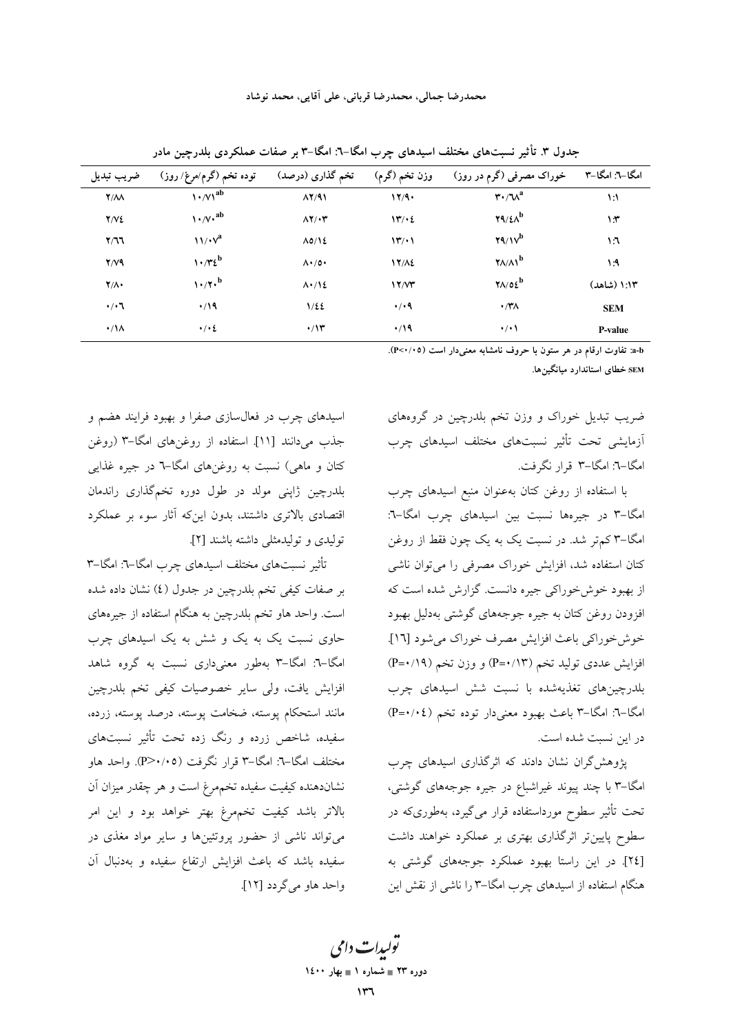جدول ۳. تأثیر نسبت‌های مختلف اسیدهای چرب امگا-۶: امگا-۳ بر صفات عملکردی بلدرچین مادر

| امگا-۶: امگا-۳ | خوراک مصرفی (گرم در روز) | وزن تخم (گرم) | تخم گذاری (درصد) | توده تخم (گرم/مرغ/ روز) | ضریب تبدیل |
|---|---|---|---|---|---|
| ۱:۱ | ۳۰/۶۸[a] | ۱۲/۹۰ | ۸۲/۹۱ | ۱۰/۷۱[ab] | ۲/۸۸ |
| ۱:۳ | ۲۹/۴۸[b] | ۱۳/۰۴ | ۸۲/۰۳ | ۱۰/۷۰[ab] | ۲/۷۴ |
| ۱:۶ | ۲۹/۱۷[b] | ۱۳/۰۱ | ۸۵/۱۴ | ۱۱/۰۷[a] | ۲/۶۶ |
| ۱:۹ | ۲۸/۸۱[b] | ۱۲/۸۴ | ۸۰/۵۰ | ۱۰/۳۴[b] | ۲/۷۹ |
| ۱:۱۳ (شاهد) | ۲۸/۵۴[b] | ۱۲/۷۳ | ۸۰/۱۴ | ۱۰/۲۰[b] | ۲/۸۰ |
| SEM | ۰/۳۸ | ۰/۰۹ | ۱/۴۴ | ۰/۱۹ | ۰/۰۶ |
| P-value | ۰/۰۱ | ۰/۱۹ | ۰/۱۳ | ۰/۰۴ | ۰/۱۸ |

a-b: تفاوت ارقام در هر ستون با حروف نامشابه معنی‌دار است (P<۰/۰۵).

SEM: خطای استاندارد میانگین‌ها.

ضریب تبدیل خوراک و وزن تخم بلدرچین در گروه‌های آزمایشی تحت تأثیر نسبت‌های مختلف اسیدهای چرب امگا-۶: امگا-۳ قرار نگرفت.

با استفاده از روغن کتان به‌عنوان منبع اسیدهای چرب امگا-۳ در جیره‌ها نسبت بین اسیدهای چرب امگا-۶: امگا-۳ کم‌تر شد. در نسبت یک به یک چون فقط از روغن کتان استفاده شد، افزایش خوراک مصرفی را می‌توان ناشی از بهبود خوش‌خوراکی جیره دانست. گزارش شده است که افزودن روغن کتان به جیره جوجه‌های گوشتی به‌دلیل بهبود خوش‌خوراکی باعث افزایش مصرف خوراک می‌شود [۱۶]. افزایش عددی تولید تخم (P=۰/۱۳) و وزن تخم (P=۰/۱۹) بلدرچین‌های تغذیه‌شده با نسبت شش اسیدهای چرب امگا-۶: امگا-۳ باعث بهبود معنی‌دار توده تخم (P=۰/۰۴) در این نسبت شده است.

پژوهش‌گران نشان دادند که اثرگذاری اسیدهای چرب امگا-۳ با چند پیوند غیراشباع در جیره جوجه‌های گوشتی، تحت تأثیر سطوح مورداستفاده قرار می‌گیرد، به‌طوری‌که در سطوح پایین‌تر اثرگذاری بهتری بر عملکرد خواهند داشت [۲۴]. در این راستا بهبود عملکرد جوجه‌های گوشتی به هنگام استفاده از اسیدهای چرب امگا-۳ را ناشی از نقش این اسیدهای چرب در فعال‌سازی صفرا و بهبود فرایند هضم و جذب می‌دانند [۱۱]. استفاده از روغن‌های امگا-۳ (روغن کتان و ماهی) نسبت به روغن‌های امگا-۶ در جیره غذایی بلدرچین ژاپنی مولد در طول دوره تخم‌گذاری راندمان اقتصادی بالاتری داشتند، بدون این‌که آثار سوء بر عملکرد تولیدی و تولیدمثلی داشته باشند [۲].

تأثیر نسبت‌های مختلف اسیدهای چرب امگا-۶: امگا-۳ بر صفات کیفی تخم بلدرچین در جدول (۴) نشان داده شده است. واحد هاو تخم بلدرچین به هنگام استفاده از جیره‌های حاوی نسبت یک به یک و شش به یک اسیدهای چرب امگا-۶: امگا-۳ به‌طور معنی‌داری نسبت به گروه شاهد افزایش یافت، ولی سایر خصوصیات کیفی تخم بلدرچین مانند استحکام پوسته، ضخامت پوسته، درصد پوسته، زرده، سفیده، شاخص زرده و رنگ زده تحت تأثیر نسبت‌های مختلف امگا-۶: امگا-۳ قرار نگرفت (P>۰/۰۵). واحد هاو نشان‌دهنده کیفیت سفیده تخم‌مرغ است و هر چقدر میزان آن بالاتر باشد کیفیت تخم‌مرغ بهتر خواهد بود و این امر می‌تواند ناشی از حضور پروتئین‌ها و سایر مواد مغذی در سفیده باشد که باعث افزایش ارتفاع سفیده و به‌دنبال آن واحد هاو می‌گردد [۱۲].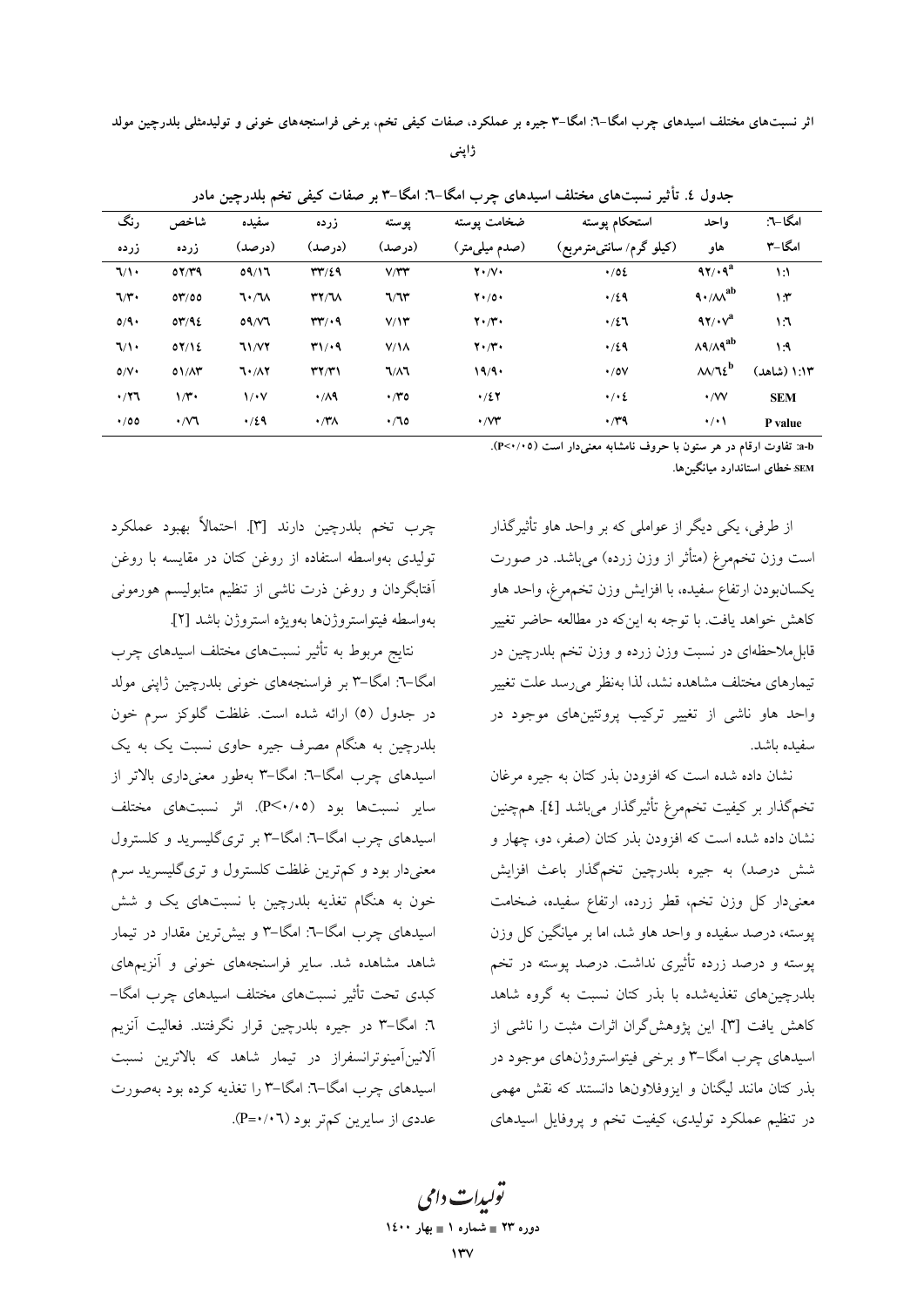جدول ٤. تأثیر نسبت‌های مختلف اسیدهای چرب امگا-٦: امگا-٣ بر صفات کیفی تخم بلدرچین مادر

| امگا-٦: امگا-٣ | واحد هاو | استحکام پوسته (کیلو گرم/ سانتی‌مترمربع) | ضخامت پوسته (صدم میلی‌متر) | پوسته (درصد) | زرده (درصد) | سفیده (درصد) | شاخص زرده | رنگ زرده |
|---|---|---|---|---|---|---|---|---|
| ١:١ | $۹۲/۰۹^{a}$ | ۰/۵٤ | ۲۰/۷۰ | ۷/۳۳ | ۳۳/٤۹ | ۵۹/۱٦ | ۵۲/۳۹ | ٦/۱۰ |
| ١:٣ | $۹۰/۸۸^{ab}$ | ۰/٤۹ | ۲۰/۵۰ | ٦/٦۳ | ۳۲/٦۸ | ٦۰/٦۸ | ۵۳/۵۵ | ٦/۳۰ |
| ١:٦ | $۹۲/۰۷^{a}$ | ۰/٤٦ | ۲۰/۳۰ | ۷/۱۳ | ۳۳/۰۹ | ۵۹/۷٦ | ۵۳/۹٤ | ۵/۹۰ |
| ١:٩ | $۸۹/۸۹^{ab}$ | ۰/٤۹ | ۲۰/۳۰ | ۷/۱۸ | ۳۱/۰۹ | ٦۱/۷۲ | ۵۲/۱٤ | ٦/۱۰ |
| ١:١٣ (شاهد) | $۸۸/٦٤^{b}$ | ۰/۵۷ | ۱۹/۹۰ | ٦/۸٦ | ۳۲/۳۱ | ٦۰/۸۲ | ۵۱/۸۳ | ۵/۷۰ |
| SEM | ۰/۷۷ | ۰/۰٤ | ۰/٤۲ | ۰/۳۵ | ۰/۸۹ | ۱/۰۷ | ۱/۳۰ | ۰/۲٦ |
| P value | ۰/۰۱ | ۰/۳۹ | ۰/۷۳ | ۰/٦۵ | ۰/۳۸ | ۰/٤۹ | ۰/۷٦ | ۰/۵۵ |

a-b: تفاوت ارقام در هر ستون با حروف نامشابه معنی‌دار است (P<۰/۰۵).

SEM: خطای استاندارد میانگین‌ها.

از طرفی، یکی دیگر از عواملی که بر واحد هاو تأثیرگذار است وزن تخم‌مرغ (متأثر از وزن زرده) می‌باشد. در صورت یکسان‌بودن ارتفاع سفیده، با افزایش وزن تخم‌مرغ، واحد هاو کاهش خواهد یافت. با توجه به این‌که در مطالعه حاضر تغییر قابل‌ملاحظه‌ای در نسبت وزن زرده و وزن تخم بلدرچین در تیمارهای مختلف مشاهده نشد، لذا به‌نظر می‌رسد علت تغییر واحد هاو ناشی از تغییر ترکیب پروتئین‌های موجود در سفیده باشد.

نشان داده شده است که افزودن بذر کتان به جیره مرغان تخم‌گذار بر کیفیت تخم‌مرغ تأثیرگذار می‌باشد [٤]. همچنین نشان داده شده است که افزودن بذر کتان (صفر، دو، چهار و شش درصد) به جیره بلدرچین تخم‌گذار باعث افزایش معنی‌دار کل وزن تخم، قطر زرده، ارتفاع سفیده، ضخامت پوسته، درصد سفیده و واحد هاو شد، اما بر میانگین کل وزن پوسته و درصد زرده تأثیری نداشت. درصد پوسته در تخم بلدرچین‌های تغذیه‌شده با بذر کتان نسبت به گروه شاهد کاهش یافت [٣]. این پژوهش‌گران اثرات مثبت را ناشی از اسیدهای چرب امگا-٣ و برخی فیتواستروژن‌های موجود در بذر کتان مانند لیگنان و ایزوفلاون‌ها دانستند که نقش مهمی در تنظیم عملکرد تولیدی، کیفیت تخم و پروفایل اسیدهای چرب تخم بلدرچین دارند [٣]. احتمالاً بهبود عملکرد تولیدی به‌واسطه استفاده از روغن کتان در مقایسه با روغن آفتابگردان و روغن ذرت ناشی از تنظیم متابولیسم هورمونی به‌واسطه فیتواستروژن‌ها به‌ویژه استروژن باشد [٢].

نتایج مربوط به تأثیر نسبت‌های مختلف اسیدهای چرب امگا-٦: امگا-٣ بر فراسنجه‌های خونی بلدرچین ژاپنی مولد در جدول (٥) ارائه شده است. غلظت گلوکز سرم خون بلدرچین به هنگام مصرف جیره حاوی نسبت یک به یک اسیدهای چرب امگا-٦: امگا-٣ به‌طور معنی‌داری بالاتر از سایر نسبت‌ها بود (P<۰/۰۵). اثر نسبت‌های مختلف اسیدهای چرب امگا-٦: امگا-٣ بر تری‌گلیسرید و کلسترول معنی‌دار بود و کم‌ترین غلظت کلسترول و تری‌گلیسرید سرم خون به هنگام تغذیه بلدرچین با نسبت‌های یک و شش اسیدهای چرب امگا-٦: امگا-٣ و بیش‌ترین مقدار در تیمار شاهد مشاهده شد. سایر فراسنجه‌های خونی و آنزیم‌های کبدی تحت تأثیر نسبت‌های مختلف اسیدهای چرب امگا-٦: امگا-٣ در جیره بلدرچین قرار نگرفتند. فعالیت آنزیم آلانین‌آمینوترانسفراز در تیمار شاهد که بالاترین نسبت اسیدهای چرب امگا-٦: امگا-٣ را تغذیه کرده بود به‌صورت عددی از سایرین کم‌تر بود (P=۰/۰٦).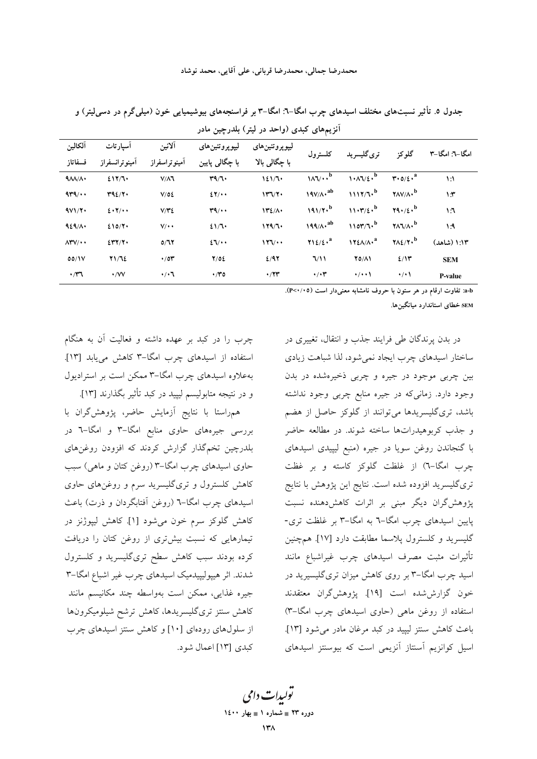جدول ۵. تأثیر نسبت‌های مختلف اسیدهای چرب امگا-۶: امگا-۳ بر فراسنجه‌های بیوشیمیایی خون (میلی‌گرم در دسی‌لیتر) و آنزیم‌های کبدی (واحد در لیتر) بلدرچین مادر

| امگا-۶: امگا-۳ | گلوکز | تری‌گلیسرید | کلسترول | لیپوپروتئین‌های با چگالی بالا | لیپوپروتئین‌های با چگالی پایین | آلانین آمینوترانسفراز | آسپارتات آمینوترانسفراز | آلکالین فسفاتاز |
|---|---|---|---|---|---|---|---|---|
| ۱:۱ | ۳۰۵/۴۰[a] | ۱۰۸۶/۴۰[b] | ۱۸۶/۰۰[b] | ۱۴۱/۶۰ | ۳۹/۶۰ | ۷/۸۶ | ۴۱۲/۶۰ | ۹۸۸/۸۰ |
| ۱:۳ | ۲۸۷/۸۰[b] | ۱۱۱۲/۶۰[b] | ۱۹۷/۸۰[ab] | ۱۳۶/۲۰ | ۴۲/۰۰ | ۷/۵۴ | ۳۹۴/۲۰ | ۹۳۹/۰۰ |
| ۱:۶ | ۲۹۰/۴۰[b] | ۱۱۰۳/۴۰[b] | ۱۹۱/۲۰[b] | ۱۳۴/۸۰ | ۳۹/۰۰ | ۷/۳۴ | ۴۰۲/۰۰ | ۹۷۱/۲۰ |
| ۱:۹ | ۲۸۶/۸۰[b] | ۱۱۵۳/۶۰[b] | ۱۹۹/۸۰[ab] | ۱۲۹/۶۰ | ۴۱/۶۰ | ۷/۰۰ | ۴۱۵/۲۰ | ۹۴۹/۸۰ |
| ۱:۱۳ (شاهد) | ۲۸۴/۲۰[b] | ۱۲۴۸/۸۰[a] | ۲۱۴/۴۰[a] | ۱۲۶/۰۰ | ۴۶/۰۰ | ۵/۶۲ | ۴۳۲/۲۰ | ۸۳۷/۰۰ |
| SEM | ۴/۱۳ | ۲۵/۸۱ | ۶/۱۱ | ۴/۹۲ | ۲/۵۴ | ۰/۵۳ | ۲۱/۶۴ | ۵۵/۱۷ |
| P-value | ۰/۰۱ | ۰/۰۰۱ | ۰/۰۳ | ۰/۲۳ | ۰/۳۵ | ۰/۰۶ | ۰/۷۷ | ۰/۳۶ |

a-b: تفاوت ارقام در هر ستون با حروف نامشابه معنی‌دار است (P<۰/۰۵).

SEM: خطای استاندارد میانگین‌ها.

در بدن پرندگان طی فرایند جذب و انتقال، تغییری در ساختار اسیدهای چرب ایجاد نمی‌شود، لذا شباهت زیادی بین چربی موجود در جیره و چربی ذخیره‌شده در بدن وجود دارد. زمانی‌که در جیره منابع چربی وجود نداشته باشد، تری‌گلیسریدها می‌توانند از گلوکز حاصل از هضم و جذب کربوهیدرات‌ها ساخته شوند. در مطالعه حاضر با گنجاندن روغن سویا در جیره (منبع لیپیدی اسیدهای چرب امگا-۶) از غلظت گلوکز کاسته و بر غلظت تری‌گلیسرید افزوده شده است. نتایج این پژوهش با نتایج پژوهش‌گران دیگر مبنی بر اثرات کاهش‌دهنده نسبت پایین اسیدهای چرب امگا-۶ به امگا-۳ بر غلظت تری-گلیسرید و کلسترول پلاسما مطابقت دارد [۱۷]. هم‌چنین تأثیرات مثبت مصرف اسیدهای چرب غیراشباع مانند اسید چرب امگا-۳ بر روی کاهش میزان تری‌گلیسرید در خون گزارش‌شده است [۱۹]. پژوهش‌گران معتقدند استفاده از روغن ماهی (حاوی اسیدهای چرب امگا-۳) باعث کاهش سنتز لیپید در کبد مرغان مادر می‌شود [۱۳]. اسیل کوانزیم آستتاز آنزیمی است که بیوسنتز اسیدهای چرب را در کبد بر عهده داشته و فعالیت آن به هنگام استفاده از اسیدهای چرب امگا-۳ کاهش می‌یابد [۱۳]. به‌علاوه اسیدهای چرب امگا-۳ ممکن است بر استرادیول و در نتیجه متابولیسم لیپید در کبد تأثیر بگذارند [۱۳].

هم‌راستا با نتایج آزمایش حاضر، پژوهش‌گران با بررسی جیره‌های حاوی منابع امگا-۳ و امگا-۶ در بلدرچین تخم‌گذار گزارش کردند که افزودن روغن‌های حاوی اسیدهای چرب امگا-۳ (روغن کتان و ماهی) سبب کاهش کلسترول و تری‌گلیسرید سرم و روغن‌های حاوی اسیدهای چرب امگا-۶ (روغن آفتابگردان و ذرت) باعث کاهش گلوکز سرم خون می‌شود [۱]. کاهش لیپوژنز در تیمارهایی که نسبت بیش‌تری از روغن کتان را دریافت کرده بودند سبب کاهش سطح تری‌گلیسرید و کلسترول شدند. اثر هیپولیپیدمیک اسیدهای چرب غیر اشباع امگا-۳ جیره غذایی، ممکن است به‌واسطه چند مکانیسم مانند کاهش سنتز تری‌گلیسریدها، کاهش ترشح شیلومیکرون‌ها از سلول‌های روده‌ای [۱۰] و کاهش سنتز اسیدهای چرب کبدی [۱۳] اعمال شود.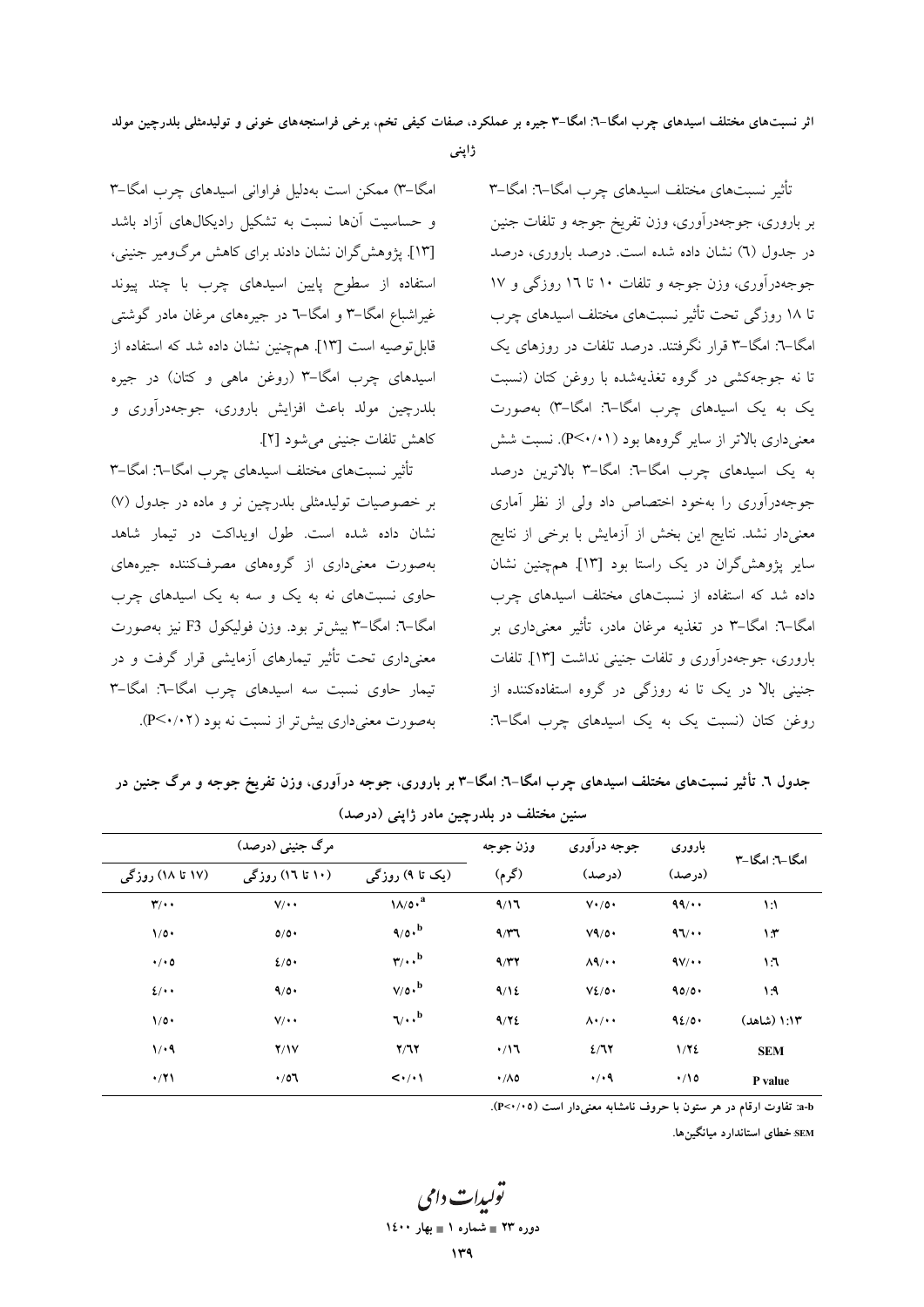تأثیر نسبت‌های مختلف اسیدهای چرب امگا-٦: امگا-٣ بر باروری، جوجه‌درآوری، وزن تفریخ جوجه و تلفات جنین در جدول (٦) نشان داده شده است. درصد باروری، درصد جوجه‌درآوری، وزن جوجه و تلفات ١٠ تا ١٦ روزگی و ١٧ تا ١٨ روزگی تحت تأثیر نسبت‌های مختلف اسیدهای چرب امگا-٦: امگا-٣ قرار نگرفتند. درصد تلفات در روزهای یک تا نه جوجه‌کشی در گروه تغذیه‌شده با روغن کتان (نسبت یک به یک اسیدهای چرب امگا-٦: امگا-٣) به‌صورت معنی‌داری بالاتر از سایر گروه‌ها بود ($P<0.01$). نسبت شش به یک اسیدهای چرب امگا-٦: امگا-٣ بالاترین درصد جوجه‌درآوری را به‌خود اختصاص داد ولی از نظر آماری معنی‌دار نشد. نتایج این بخش از آزمایش با برخی از نتایج سایر پژوهش‌گران در یک راستا بود [١٣]. همچنین نشان داده شد که استفاده از نسبت‌های مختلف اسیدهای چرب امگا-٦: امگا-٣ در تغذیه مرغان مادر، تأثیر معنی‌داری بر باروری، جوجه‌درآوری و تلفات جنینی نداشت [١٣]. تلفات جنینی بالا در یک تا نه روزگی در گروه استفاده‌کننده از روغن کتان (نسبت یک به یک اسیدهای چرب امگا-٦: امگا-٣) ممکن است به‌دلیل فراوانی اسیدهای چرب امگا-٣ و حساسیت آن‌ها نسبت به تشکیل رادیکال‌های آزاد باشد [١٣]. پژوهش‌گران نشان دادند برای کاهش مرگ‌ومیر جنینی، استفاده از سطوح پایین اسیدهای چرب با چند پیوند غیراشباع امگا-٣ و امگا-٦ در جیره‌های مرغان مادر گوشتی قابل‌توصیه است [١٣]. هم‌چنین نشان داده شد که استفاده از اسیدهای چرب امگا-٣ (روغن ماهی و کتان) در جیره بلدرچین مولد باعث افزایش باروری، جوجه‌درآوری و کاهش تلفات جنینی می‌شود [٢].

تأثیر نسبت‌های مختلف اسیدهای چرب امگا-٦: امگا-٣ بر خصوصیات تولیدمثلی بلدرچین نر و ماده در جدول (٧) نشان داده شده است. طول اویداکت در تیمار شاهد به‌صورت معنی‌داری از گروه‌های مصرف‌کننده جیره‌های حاوی نسبت‌های نه به یک و سه به یک اسیدهای چرب امگا-٦: امگا-٣ بیش‌تر بود. وزن فولیکول F3 نیز به‌صورت معنی‌داری تحت تأثیر تیمارهای آزمایشی قرار گرفت و در تیمار حاوی نسبت سه اسیدهای چرب امگا-٦: امگا-٣ به‌صورت معنی‌داری بیش‌تر از نسبت نه بود ($P<0.02$).

**جدول ٦. تأثیر نسبت‌های مختلف اسیدهای چرب امگا-٦: امگا-٣ بر باروری، جوجه درآوری، وزن تفریخ جوجه و مرگ جنین در سنین مختلف در بلدرچین مادر ژاپنی (درصد)**

| امگا-٦: امگا-٣ | باروری (درصد) | جوجه درآوری (درصد) | وزن جوجه (گرم) | مرگ جنینی (درصد) (یک تا ٩) روزگی | (١٠ تا ١٦) روزگی | (١٧ تا ١٨) روزگی |
|---|---|---|---|---|---|---|
| ١:١ | ٩٩/٠٠ | ٧٠/٥٠ | ٩/١٦ | ١٨/٥٠[a] | ٧/٠٠ | ٣/٠٠ |
| ١:٣ | ٩٦/٠٠ | ٧٩/٥٠ | ٩/٣٦ | ٩/٥٠[b] | ٥/٥٠ | ١/٥٠ |
| ١:٦ | ٩٧/٠٠ | ٨٩/٠٠ | ٩/٣٢ | ٣/٠٠[b] | ٤/٥٠ | ٠/٠٥ |
| ١:٩ | ٩٥/٥٠ | ٧٤/٥٠ | ٩/١٤ | ٧/٥٠[b] | ٩/٥٠ | ٤/٠٠ |
| ١:١٣ (شاهد) | ٩٤/٥٠ | ٨٠/٠٠ | ٩/٢٤ | ٦/٠٠[b] | ٧/٠٠ | ١/٥٠ |
| SEM | ١/٢٤ | ٤/٦٢ | ٠/١٦ | ٢/٦٢ | ٢/١٧ | ١/٠٩ |
| P value | ٠/١٥ | ٠/٠٩ | ٠/٨٥ | <٠/٠١ | ٠/٥٦ | ٠/٢١ |

a-b: تفاوت ارقام در هر ستون با حروف نامشابه معنی‌دار است ($P<0.05$).

SEM: خطای استاندارد میانگین‌ها.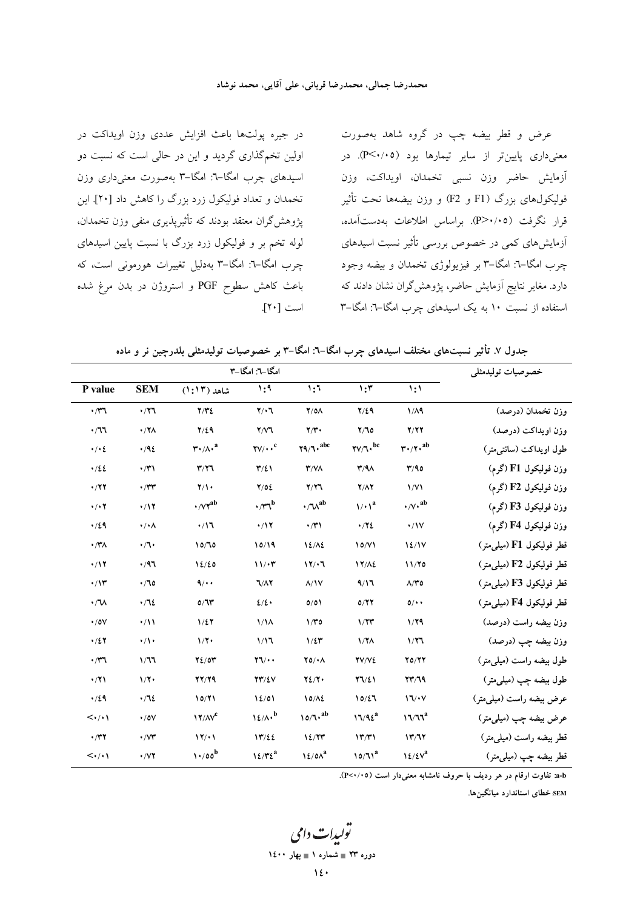عرض و قطر بیضه چپ در گروه شاهد به‌صورت معنی‌داری پایین‌تر از سایر تیمارها بود (P<۰/۰۵). در آزمایش حاضر وزن نسبی تخمدان، اویداکت، وزن فولیکول‌های بزرگ (F1 و F2) و وزن بیضه‌ها تحت تأثیر قرار نگرفت (P>۰/۰۵). براساس اطلاعات به‌دست‌آمده، آزمایش‌های کمی در خصوص بررسی تأثیر نسبت اسیدهای چرب امگا-۶: امگا-۳ بر فیزیولوژی تخمدان و بیضه وجود دارد. مغایر نتایج آزمایش حاضر، پژوهش‌گران نشان دادند که استفاده از نسبت ۱۰ به یک اسیدهای چرب امگا-۶: امگا-۳ در جیره پولت‌ها باعث افزایش عددی وزن اویداکت در اولین تخم‌گذاری گردید و این در حالی است که نسبت دو اسیدهای چرب امگا-۶: امگا-۳ به‌صورت معنی‌داری وزن تخمدان و تعداد فولیکول زرد بزرگ را کاهش داد [۲۰]. این پژوهش‌گران معتقد بودند که تأثیرپذیری منفی وزن تخمدان، لوله تخم بر و فولیکول زرد بزرگ با نسبت پایین اسیدهای چرب امگا-۶: امگا-۳ به‌دلیل تغییرات هورمونی است، که باعث کاهش سطوح PGF و استروژن در بدن مرغ شده است [۲۰].

**جدول ۷. تأثیر نسبت‌های مختلف اسیدهای چرب امگا-۶: امگا-۳ بر خصوصیات تولیدمثلی بلدرچین نر و ماده**

| خصوصیات تولیدمثلی | امگا-۶: امگا-۳ | | | | | | |
|---|---|---|---|---|---|---|---|
| | ۱:۱ | ۱:۳ | ۱:۶ | ۱:۹ | شاهد (۱:۱۳) | SEM | P value |
| وزن تخمدان (درصد) | ۱/۸۹ | ۲/۴۹ | ۲/۵۸ | ۲/۰۶ | ۲/۳۴ | ۰/۲۶ | ۰/۳۶ |
| وزن اویداکت (درصد) | ۲/۲۲ | ۲/۶۵ | ۲/۳۰ | ۲/۷۶ | ۲/۴۹ | ۰/۲۸ | ۰/۶۶ |
| طول اویداکت (سانتی‌متر) | ۳۰/۲۰$^{ab}$ | ۲۷/۶۰$^{bc}$ | ۲۹/۶۰$^{abc}$ | ۲۷/۰۰$^{c}$ | ۳۰/۸۰$^{a}$ | ۰/۹۴ | ۰/۰۴ |
| وزن فولیکول F1 (گرم) | ۳/۹۵ | ۳/۹۸ | ۳/۷۸ | ۳/۴۱ | ۳/۲۶ | ۰/۳۱ | ۰/۴۴ |
| وزن فولیکول F2 (گرم) | ۱/۷۱ | ۲/۸۲ | ۲/۲۶ | ۲/۵۴ | ۲/۱۰ | ۰/۳۳ | ۰/۲۲ |
| وزن فولیکول F3 (گرم) | ۰/۷۰$^{ab}$ | ۱/۰۱$^{a}$ | ۰/۶۸$^{ab}$ | ۰/۳۶$^{b}$ | ۰/۷۲$^{ab}$ | ۰/۱۲ | ۰/۰۲ |
| وزن فولیکول F4 (گرم) | ۰/۱۷ | ۰/۲۴ | ۰/۳۱ | ۰/۱۲ | ۰/۱۶ | ۰/۰۸ | ۰/۴۹ |
| قطر فولیکول F1 (میلی‌متر) | ۱۴/۱۷ | ۱۵/۷۱ | ۱۴/۸۴ | ۱۵/۱۹ | ۱۵/۶۵ | ۰/۶۰ | ۰/۳۸ |
| قطر فولیکول F2 (میلی‌متر) | ۱۱/۲۵ | ۱۲/۸۴ | ۱۲/۰۶ | ۱۱/۰۳ | ۱۴/۴۵ | ۰/۹۶ | ۰/۱۲ |
| قطر فولیکول F3 (میلی‌متر) | ۸/۳۵ | ۹/۱۶ | ۸/۱۷ | ۶/۸۲ | ۹/۰۰ | ۰/۶۵ | ۰/۱۳ |
| قطر فولیکول F4 (میلی‌متر) | ۵/۰۰ | ۵/۲۲ | ۵/۵۱ | ۴/۴۰ | ۵/۶۳ | ۰/۶۴ | ۰/۶۸ |
| وزن بیضه راست (درصد) | ۱/۲۹ | ۱/۲۳ | ۱/۳۵ | ۱/۱۸ | ۱/۴۲ | ۰/۱۱ | ۰/۵۷ |
| وزن بیضه چپ (درصد) | ۱/۲۶ | ۱/۲۸ | ۱/۴۳ | ۱/۱۶ | ۱/۲۰ | ۰/۱۰ | ۰/۴۲ |
| طول بیضه راست (میلی‌متر) | ۲۵/۲۲ | ۲۷/۷۴ | ۲۵/۰۸ | ۲۶/۰۰ | ۲۴/۵۳ | ۱/۶۶ | ۰/۳۶ |
| طول بیضه چپ (میلی‌متر) | ۲۳/۶۹ | ۲۶/۴۱ | ۲۴/۲۰ | ۲۳/۴۷ | ۲۲/۲۹ | ۱/۲۰ | ۰/۲۱ |
| عرض بیضه راست (میلی‌متر) | ۱۶/۰۷ | ۱۵/۴۶ | ۱۵/۸۴ | ۱۴/۵۱ | ۱۵/۲۱ | ۰/۶۴ | ۰/۴۹ |
| عرض بیضه چپ (میلی‌متر) | ۱۶/۶۶$^{a}$ | ۱۶/۹۴$^{a}$ | ۱۵/۶۰$^{ab}$ | ۱۴/۸۰$^{b}$ | ۱۲/۸۷$^{c}$ | ۰/۵۷ | <۰/۰۱ |
| قطر بیضه راست (میلی‌متر) | ۱۳/۶۲ | ۱۳/۳۱ | ۱۴/۲۳ | ۱۳/۴۴ | ۱۲/۰۱ | ۰/۷۳ | ۰/۳۲ |
| قطر بیضه چپ (میلی‌متر) | ۱۴/۴۷$^{a}$ | ۱۵/۶۱$^{a}$ | ۱۴/۵۸$^{a}$ | ۱۴/۳۴$^{a}$ | ۱۰/۵۵$^{b}$ | ۰/۷۲ | <۰/۰۱ |

a-b: تفاوت ارقام در هر ردیف با حروف نامشابه معنی‌دار است (P<۰/۰۵).

SEM: خطای استاندارد میانگین‌ها.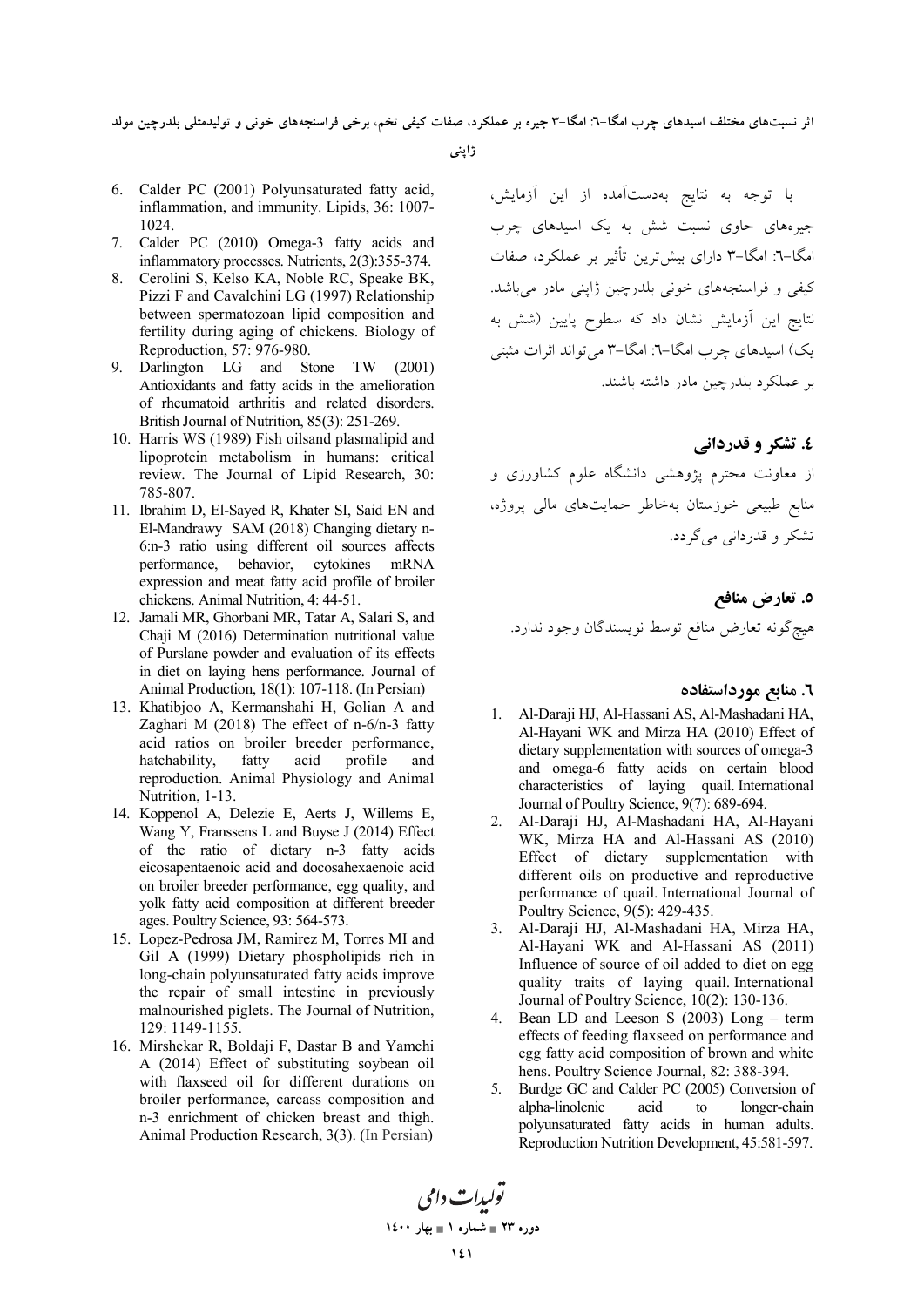با توجه به نتایج به‌دست‌آمده از این آزمایش، جیره‌های حاوی نسبت شش به یک اسیدهای چرب امگا-۶: امگا-۳ دارای بیش‌ترین تأثیر بر عملکرد، صفات کیفی و فراسنجه‌های خونی بلدرچین ژاپنی مادر می‌باشد. نتایج این آزمایش نشان داد که سطوح پایین (شش به یک) اسیدهای چرب امگا-۶: امگا-۳ می‌تواند اثرات مثبتی بر عملکرد بلدرچین مادر داشته باشند.

## ٤. تشکر و قدردانی

از معاونت محترم پژوهشی دانشگاه علوم کشاورزی و منابع طبیعی خوزستان به‌خاطر حمایت‌های مالی پروژه، تشکر و قدردانی می‌گردد.

## ٥. تعارض منافع

هیچ‌گونه تعارض منافع توسط نویسندگان وجود ندارد.

## ٦. منابع مورداستفاده

1. Al-Daraji HJ, Al-Hassani AS, Al-Mashadani HA, Al-Hayani WK and Mirza HA (2010) Effect of dietary supplementation with sources of omega-3 and omega-6 fatty acids on certain blood characteristics of laying quail. International Journal of Poultry Science, 9(7): 689-694.
2. Al-Daraji HJ, Al-Mashadani HA, Al-Hayani WK, Mirza HA and Al-Hassani AS (2010) Effect of dietary supplementation with different oils on productive and reproductive performance of quail. International Journal of Poultry Science, 9(5): 429-435.
3. Al-Daraji HJ, Al-Mashadani HA, Mirza HA, Al-Hayani WK and Al-Hassani AS (2011) Influence of source of oil added to diet on egg quality traits of laying quail. International Journal of Poultry Science, 10(2): 130-136.
4. Bean LD and Leeson S (2003) Long – term effects of feeding flaxseed on performance and egg fatty acid composition of brown and white hens. Poultry Science Journal, 82: 388-394.
5. Burdge GC and Calder PC (2005) Conversion of alpha-linolenic acid to longer-chain polyunsaturated fatty acids in human adults. Reproduction Nutrition Development, 45:581-597.
6. Calder PC (2001) Polyunsaturated fatty acid, inflammation, and immunity. Lipids, 36: 1007-1024.
7. Calder PC (2010) Omega-3 fatty acids and inflammatory processes. Nutrients, 2(3):355-374.
8. Cerolini S, Kelso KA, Noble RC, Speake BK, Pizzi F and Cavalchini LG (1997) Relationship between spermatozoan lipid composition and fertility during aging of chickens. Biology of Reproduction, 57: 976-980.
9. Darlington LG and Stone TW (2001) Antioxidants and fatty acids in the amelioration of rheumatoid arthritis and related disorders. British Journal of Nutrition, 85(3): 251-269.
10. Harris WS (1989) Fish oilsand plasmalipid and lipoprotein metabolism in humans: critical review. The Journal of Lipid Research, 30: 785-807.
11. Ibrahim D, El-Sayed R, Khater SI, Said EN and El-Mandrawy SAM (2018) Changing dietary n-6:n-3 ratio using different oil sources affects performance, behavior, cytokines mRNA expression and meat fatty acid profile of broiler chickens. Animal Nutrition, 4: 44-51.
12. Jamali MR, Ghorbani MR, Tatar A, Salari S, and Chaji M (2016) Determination nutritional value of Purslane powder and evaluation of its effects in diet on laying hens performance. Journal of Animal Production, 18(1): 107-118. (In Persian)
13. Khatibjoo A, Kermanshahi H, Golian A and Zaghari M (2018) The effect of n-6/n-3 fatty acid ratios on broiler breeder performance, hatchability, fatty acid profile and reproduction. Animal Physiology and Animal Nutrition, 1-13.
14. Koppenol A, Delezie E, Aerts J, Willems E, Wang Y, Franssens L and Buyse J (2014) Effect of the ratio of dietary n-3 fatty acids eicosapentaenoic acid and docosahexaenoic acid on broiler breeder performance, egg quality, and yolk fatty acid composition at different breeder ages. Poultry Science, 93: 564-573.
15. Lopez-Pedrosa JM, Ramirez M, Torres MI and Gil A (1999) Dietary phospholipids rich in long-chain polyunsaturated fatty acids improve the repair of small intestine in previously malnourished piglets. The Journal of Nutrition, 129: 1149-1155.
16. Mirshekar R, Boldaji F, Dastar B and Yamchi A (2014) Effect of substituting soybean oil with flaxseed oil for different durations on broiler performance, carcass composition and n-3 enrichment of chicken breast and thigh. Animal Production Research, 3(3). (In Persian)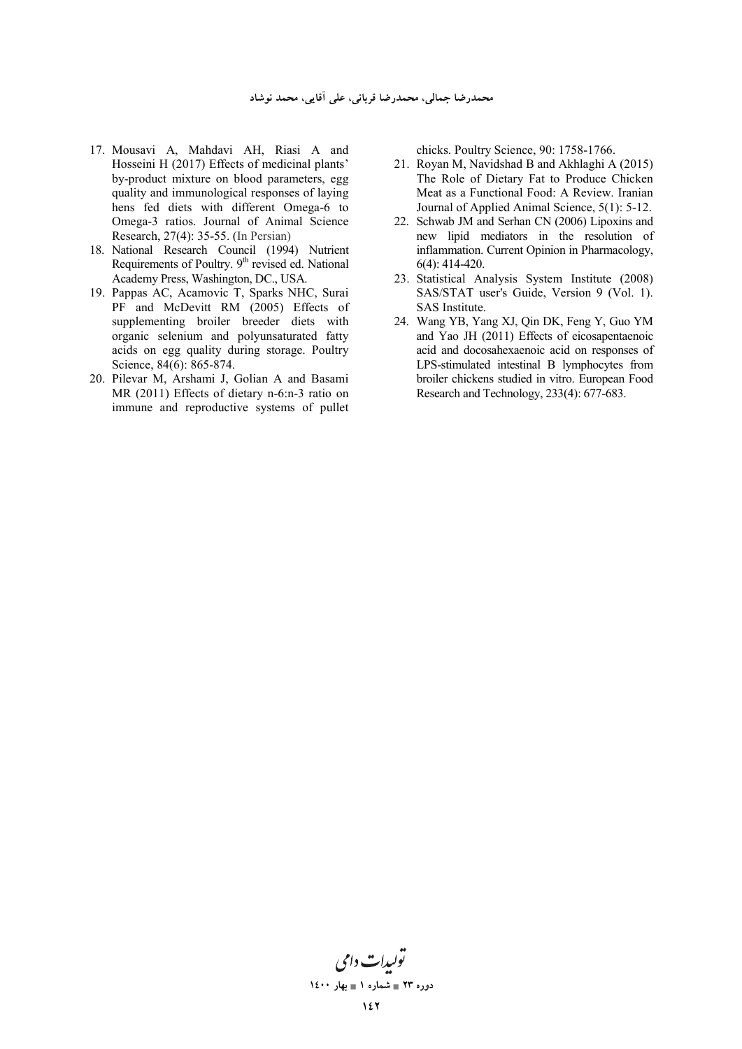17. Mousavi A, Mahdavi AH, Riasi A and Hosseini H (2017) Effects of medicinal plants' by-product mixture on blood parameters, egg quality and immunological responses of laying hens fed diets with different Omega-6 to Omega-3 ratios. Journal of Animal Science Research, 27(4): 35-55. (In Persian)
18. National Research Council (1994) Nutrient Requirements of Poultry. 9th revised ed. National Academy Press, Washington, DC., USA.
19. Pappas AC, Acamovic T, Sparks NHC, Surai PF and McDevitt RM (2005) Effects of supplementing broiler breeder diets with organic selenium and polyunsaturated fatty acids on egg quality during storage. Poultry Science, 84(6): 865-874.
20. Pilevar M, Arshami J, Golian A and Basami MR (2011) Effects of dietary n-6:n-3 ratio on immune and reproductive systems of pullet chicks. Poultry Science, 90: 1758-1766.
21. Royan M, Navidshad B and Akhlaghi A (2015) The Role of Dietary Fat to Produce Chicken Meat as a Functional Food: A Review. Iranian Journal of Applied Animal Science, 5(1): 5-12.
22. Schwab JM and Serhan CN (2006) Lipoxins and new lipid mediators in the resolution of inflammation. Current Opinion in Pharmacology, 6(4): 414-420.
23. Statistical Analysis System Institute (2008) SAS/STAT user's Guide, Version 9 (Vol. 1). SAS Institute.
24. Wang YB, Yang XJ, Qin DK, Feng Y, Guo YM and Yao JH (2011) Effects of eicosapentaenoic acid and docosahexaenoic acid on responses of LPS-stimulated intestinal B lymphocytes from broiler chickens studied in vitro. European Food Research and Technology, 233(4): 677-683.